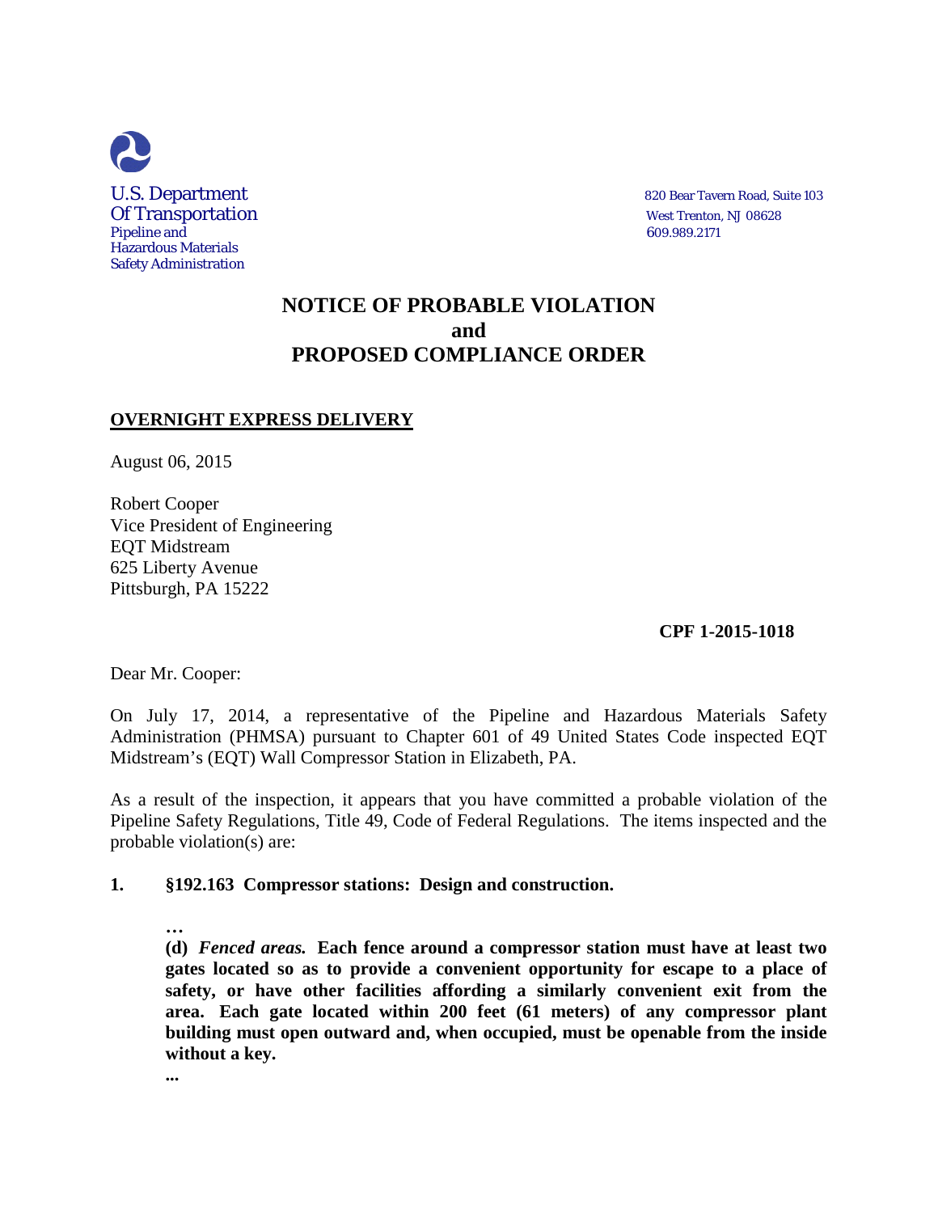U.S. Department
Of Transportation
Pipeline and
Hazardous Materials
Safety Administration

820 Bear Tavern Road, Suite 103
West Trenton, NJ 08628
609.989.2171

# NOTICE OF PROBABLE VIOLATION
# and
# PROPOSED COMPLIANCE ORDER

**OVERNIGHT EXPRESS DELIVERY**

August 06, 2015

Robert Cooper
Vice President of Engineering
EQT Midstream
625 Liberty Avenue
Pittsburgh, PA 15222

**CPF 1-2015-1018**

Dear Mr. Cooper:

On July 17, 2014, a representative of the Pipeline and Hazardous Materials Safety Administration (PHMSA) pursuant to Chapter 601 of 49 United States Code inspected EQT Midstream's (EQT) Wall Compressor Station in Elizabeth, PA.

As a result of the inspection, it appears that you have committed a probable violation of the Pipeline Safety Regulations, Title 49, Code of Federal Regulations. The items inspected and the probable violation(s) are:

**1. §192.163 Compressor stations: Design and construction.**

> **…**
>
> **(d)** ***Fenced areas.*** **Each fence around a compressor station must have at least two gates located so as to provide a convenient opportunity for escape to a place of safety, or have other facilities affording a similarly convenient exit from the area. Each gate located within 200 feet (61 meters) of any compressor plant building must open outward and, when occupied, must be openable from the inside without a key.**
>
> **...**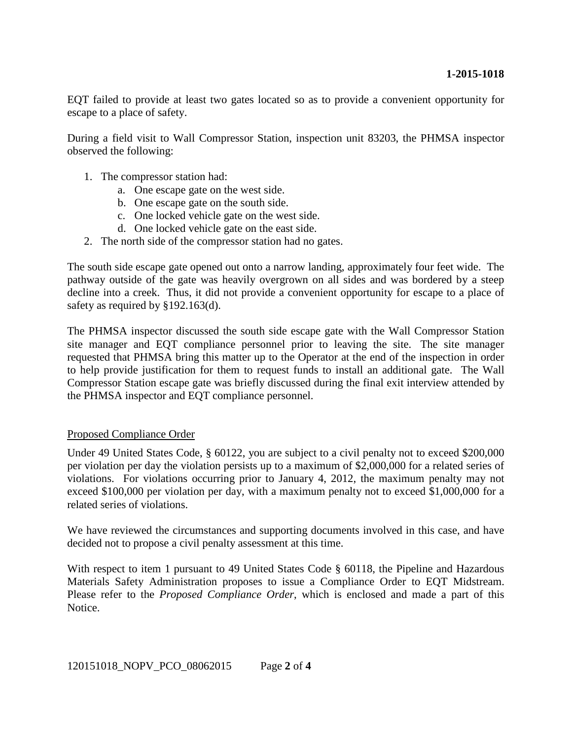EQT failed to provide at least two gates located so as to provide a convenient opportunity for escape to a place of safety.

During a field visit to Wall Compressor Station, inspection unit 83203, the PHMSA inspector observed the following:

1. The compressor station had:
   a. One escape gate on the west side.
   b. One escape gate on the south side.
   c. One locked vehicle gate on the west side.
   d. One locked vehicle gate on the east side.
2. The north side of the compressor station had no gates.

The south side escape gate opened out onto a narrow landing, approximately four feet wide. The pathway outside of the gate was heavily overgrown on all sides and was bordered by a steep decline into a creek. Thus, it did not provide a convenient opportunity for escape to a place of safety as required by §192.163(d).

The PHMSA inspector discussed the south side escape gate with the Wall Compressor Station site manager and EQT compliance personnel prior to leaving the site. The site manager requested that PHMSA bring this matter up to the Operator at the end of the inspection in order to help provide justification for them to request funds to install an additional gate. The Wall Compressor Station escape gate was briefly discussed during the final exit interview attended by the PHMSA inspector and EQT compliance personnel.

Proposed Compliance Order

Under 49 United States Code, § 60122, you are subject to a civil penalty not to exceed $200,000 per violation per day the violation persists up to a maximum of $2,000,000 for a related series of violations. For violations occurring prior to January 4, 2012, the maximum penalty may not exceed $100,000 per violation per day, with a maximum penalty not to exceed $1,000,000 for a related series of violations.

We have reviewed the circumstances and supporting documents involved in this case, and have decided not to propose a civil penalty assessment at this time.

With respect to item 1 pursuant to 49 United States Code § 60118, the Pipeline and Hazardous Materials Safety Administration proposes to issue a Compliance Order to EQT Midstream. Please refer to the *Proposed Compliance Order*, which is enclosed and made a part of this Notice.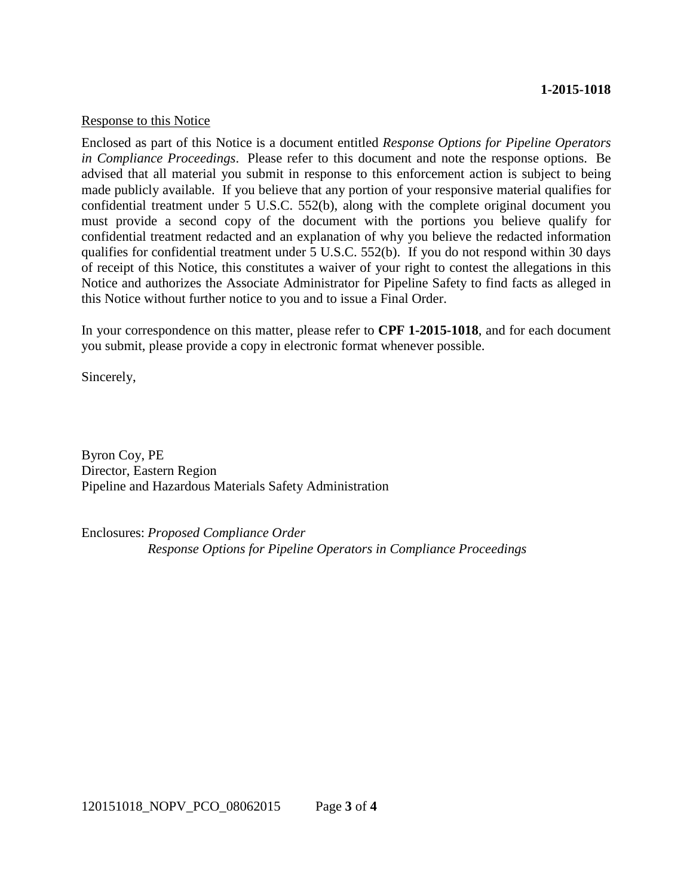Response to this Notice

Enclosed as part of this Notice is a document entitled *Response Options for Pipeline Operators in Compliance Proceedings*. Please refer to this document and note the response options. Be advised that all material you submit in response to this enforcement action is subject to being made publicly available. If you believe that any portion of your responsive material qualifies for confidential treatment under 5 U.S.C. 552(b), along with the complete original document you must provide a second copy of the document with the portions you believe qualify for confidential treatment redacted and an explanation of why you believe the redacted information qualifies for confidential treatment under 5 U.S.C. 552(b). If you do not respond within 30 days of receipt of this Notice, this constitutes a waiver of your right to contest the allegations in this Notice and authorizes the Associate Administrator for Pipeline Safety to find facts as alleged in this Notice without further notice to you and to issue a Final Order.

In your correspondence on this matter, please refer to **CPF 1-2015-1018**, and for each document you submit, please provide a copy in electronic format whenever possible.

Sincerely,

Byron Coy, PE
Director, Eastern Region
Pipeline and Hazardous Materials Safety Administration

Enclosures: *Proposed Compliance Order*
*Response Options for Pipeline Operators in Compliance Proceedings*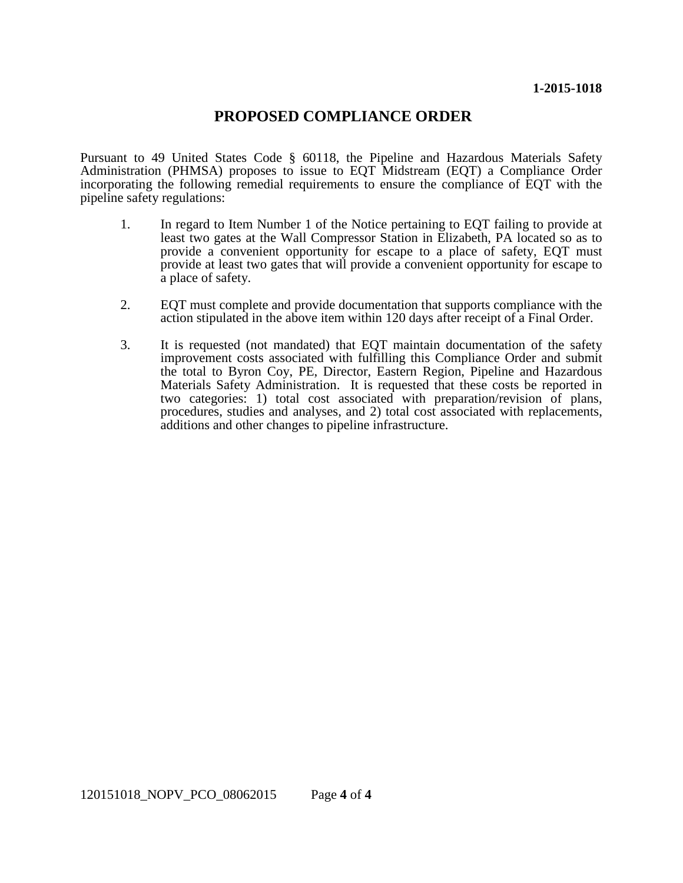**1-2015-1018**

# PROPOSED COMPLIANCE ORDER

Pursuant to 49 United States Code § 60118, the Pipeline and Hazardous Materials Safety Administration (PHMSA) proposes to issue to EQT Midstream (EQT) a Compliance Order incorporating the following remedial requirements to ensure the compliance of EQT with the pipeline safety regulations:

1. In regard to Item Number 1 of the Notice pertaining to EQT failing to provide at least two gates at the Wall Compressor Station in Elizabeth, PA located so as to provide a convenient opportunity for escape to a place of safety, EQT must provide at least two gates that will provide a convenient opportunity for escape to a place of safety.

2. EQT must complete and provide documentation that supports compliance with the action stipulated in the above item within 120 days after receipt of a Final Order.

3. It is requested (not mandated) that EQT maintain documentation of the safety improvement costs associated with fulfilling this Compliance Order and submit the total to Byron Coy, PE, Director, Eastern Region, Pipeline and Hazardous Materials Safety Administration. It is requested that these costs be reported in two categories: 1) total cost associated with preparation/revision of plans, procedures, studies and analyses, and 2) total cost associated with replacements, additions and other changes to pipeline infrastructure.

120151018_NOPV_PCO_08062015